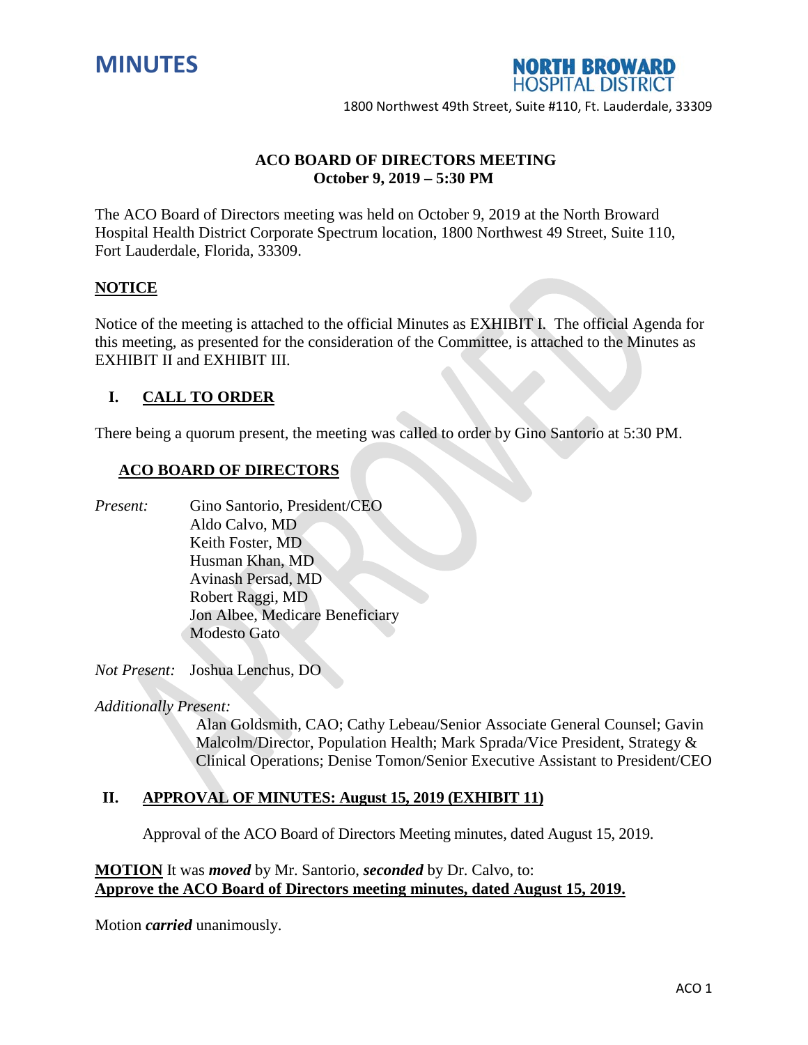# MINUTES

**NORTH BROWARD HOSPITAL DISTRICT**

1800 Northwest 49th Street, Suite #110, Ft. Lauderdale, 33309

**ACO BOARD OF DIRECTORS MEETING**
**October 9, 2019 – 5:30 PM**

The ACO Board of Directors meeting was held on October 9, 2019 at the North Broward Hospital Health District Corporate Spectrum location, 1800 Northwest 49 Street, Suite 110, Fort Lauderdale, Florida, 33309.

## NOTICE

Notice of the meeting is attached to the official Minutes as EXHIBIT I. The official Agenda for this meeting, as presented for the consideration of the Committee, is attached to the Minutes as EXHIBIT II and EXHIBIT III.

## I. CALL TO ORDER

There being a quorum present, the meeting was called to order by Gino Santorio at 5:30 PM.

### ACO BOARD OF DIRECTORS

*Present:*
Gino Santorio, President/CEO
Aldo Calvo, MD
Keith Foster, MD
Husman Khan, MD
Avinash Persad, MD
Robert Raggi, MD
Jon Albee, Medicare Beneficiary
Modesto Gato

*Not Present:* Joshua Lenchus, DO

*Additionally Present:*
Alan Goldsmith, CAO; Cathy Lebeau/Senior Associate General Counsel; Gavin Malcolm/Director, Population Health; Mark Sprada/Vice President, Strategy & Clinical Operations; Denise Tomon/Senior Executive Assistant to President/CEO

## II. APPROVAL OF MINUTES: August 15, 2019 (EXHIBIT 11)

Approval of the ACO Board of Directors Meeting minutes, dated August 15, 2019.

**MOTION** It was ***moved*** by Mr. Santorio, ***seconded*** by Dr. Calvo, to:
**Approve the ACO Board of Directors meeting minutes, dated August 15, 2019.**

Motion ***carried*** unanimously.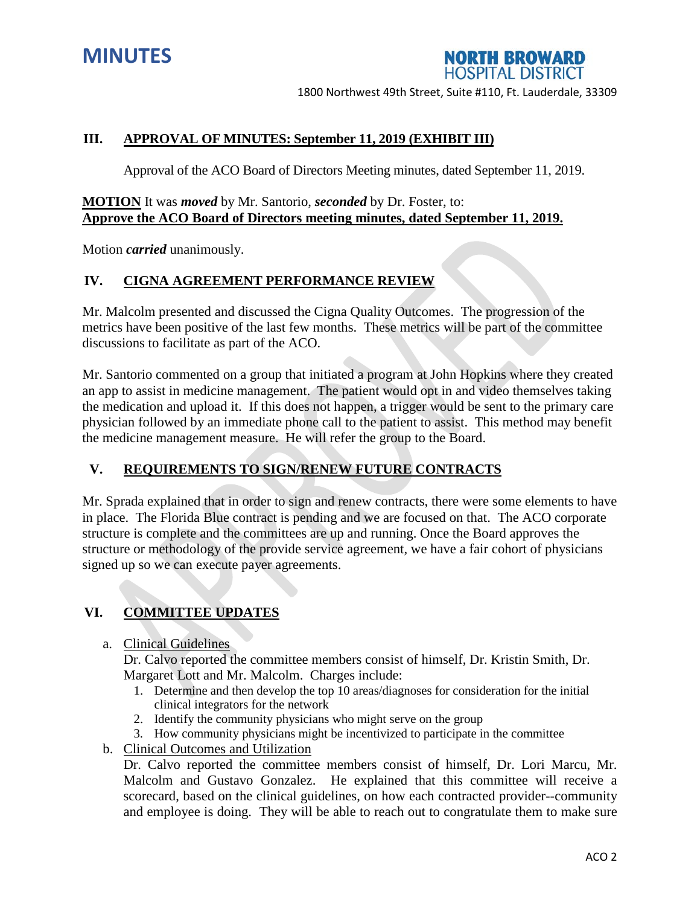### III. APPROVAL OF MINUTES: September 11, 2019 (EXHIBIT III)

Approval of the ACO Board of Directors Meeting minutes, dated September 11, 2019.

**MOTION** It was ***moved*** by Mr. Santorio, ***seconded*** by Dr. Foster, to:
**Approve the ACO Board of Directors meeting minutes, dated September 11, 2019.**

Motion ***carried*** unanimously.

### IV. CIGNA AGREEMENT PERFORMANCE REVIEW

Mr. Malcolm presented and discussed the Cigna Quality Outcomes. The progression of the metrics have been positive of the last few months. These metrics will be part of the committee discussions to facilitate as part of the ACO.

Mr. Santorio commented on a group that initiated a program at John Hopkins where they created an app to assist in medicine management. The patient would opt in and video themselves taking the medication and upload it. If this does not happen, a trigger would be sent to the primary care physician followed by an immediate phone call to the patient to assist. This method may benefit the medicine management measure. He will refer the group to the Board.

### V. REQUIREMENTS TO SIGN/RENEW FUTURE CONTRACTS

Mr. Sprada explained that in order to sign and renew contracts, there were some elements to have in place. The Florida Blue contract is pending and we are focused on that. The ACO corporate structure is complete and the committees are up and running. Once the Board approves the structure or methodology of the provide service agreement, we have a fair cohort of physicians signed up so we can execute payer agreements.

### VI. COMMITTEE UPDATES

a. Clinical Guidelines

   Dr. Calvo reported the committee members consist of himself, Dr. Kristin Smith, Dr. Margaret Lott and Mr. Malcolm. Charges include:

   1. Determine and then develop the top 10 areas/diagnoses for consideration for the initial clinical integrators for the network
   2. Identify the community physicians who might serve on the group
   3. How community physicians might be incentivized to participate in the committee

b. Clinical Outcomes and Utilization

   Dr. Calvo reported the committee members consist of himself, Dr. Lori Marcu, Mr. Malcolm and Gustavo Gonzalez. He explained that this committee will receive a scorecard, based on the clinical guidelines, on how each contracted provider--community and employee is doing. They will be able to reach out to congratulate them to make sure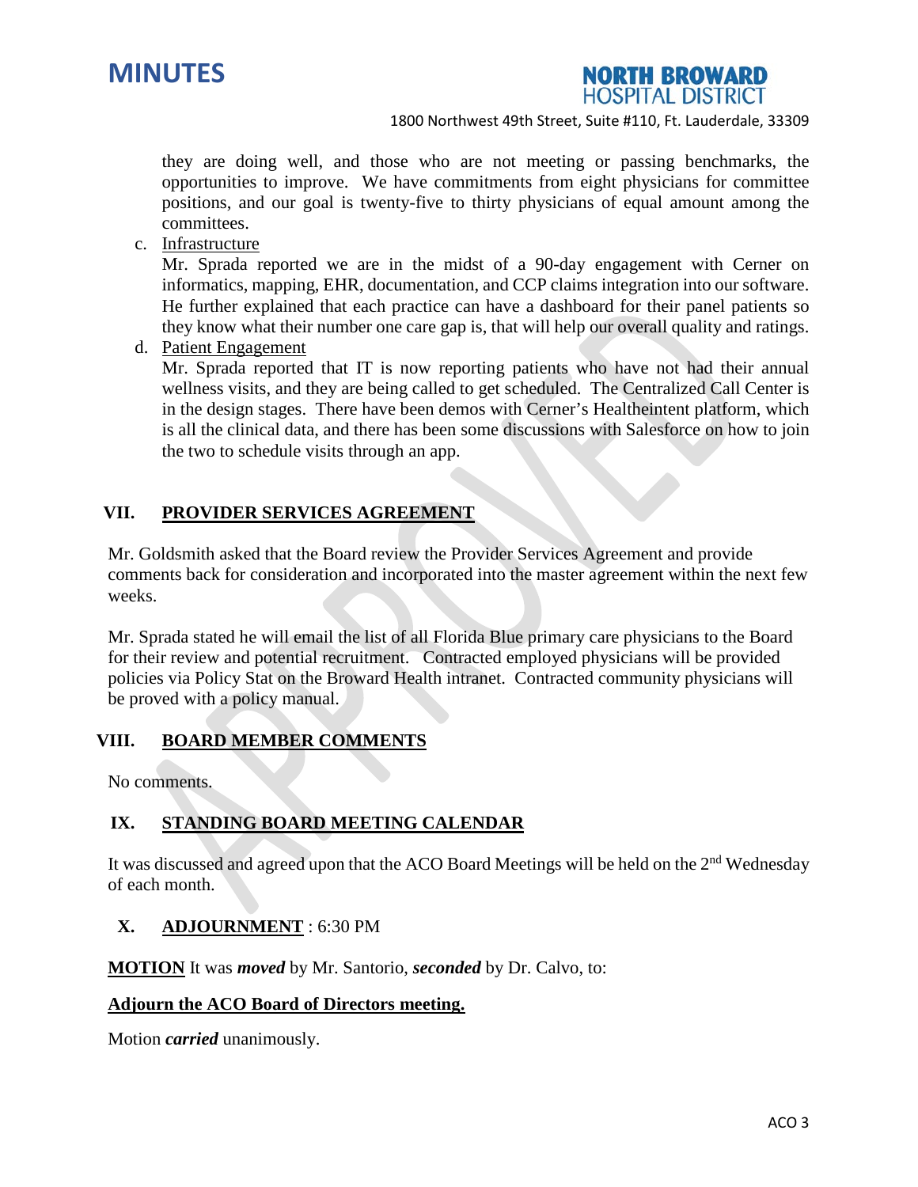they are doing well, and those who are not meeting or passing benchmarks, the opportunities to improve. We have commitments from eight physicians for committee positions, and our goal is twenty-five to thirty physicians of equal amount among the committees.

c. Infrastructure

Mr. Sprada reported we are in the midst of a 90-day engagement with Cerner on informatics, mapping, EHR, documentation, and CCP claims integration into our software. He further explained that each practice can have a dashboard for their panel patients so they know what their number one care gap is, that will help our overall quality and ratings.

d. Patient Engagement

Mr. Sprada reported that IT is now reporting patients who have not had their annual wellness visits, and they are being called to get scheduled. The Centralized Call Center is in the design stages. There have been demos with Cerner's Healtheintent platform, which is all the clinical data, and there has been some discussions with Salesforce on how to join the two to schedule visits through an app.

## VII. PROVIDER SERVICES AGREEMENT

Mr. Goldsmith asked that the Board review the Provider Services Agreement and provide comments back for consideration and incorporated into the master agreement within the next few weeks.

Mr. Sprada stated he will email the list of all Florida Blue primary care physicians to the Board for their review and potential recruitment. Contracted employed physicians will be provided policies via Policy Stat on the Broward Health intranet. Contracted community physicians will be proved with a policy manual.

## VIII. BOARD MEMBER COMMENTS

No comments.

## IX. STANDING BOARD MEETING CALENDAR

It was discussed and agreed upon that the ACO Board Meetings will be held on the 2nd Wednesday of each month.

## X. ADJOURNMENT : 6:30 PM

**MOTION** It was ***moved*** by Mr. Santorio, ***seconded*** by Dr. Calvo, to:

**Adjourn the ACO Board of Directors meeting.**

Motion ***carried*** unanimously.